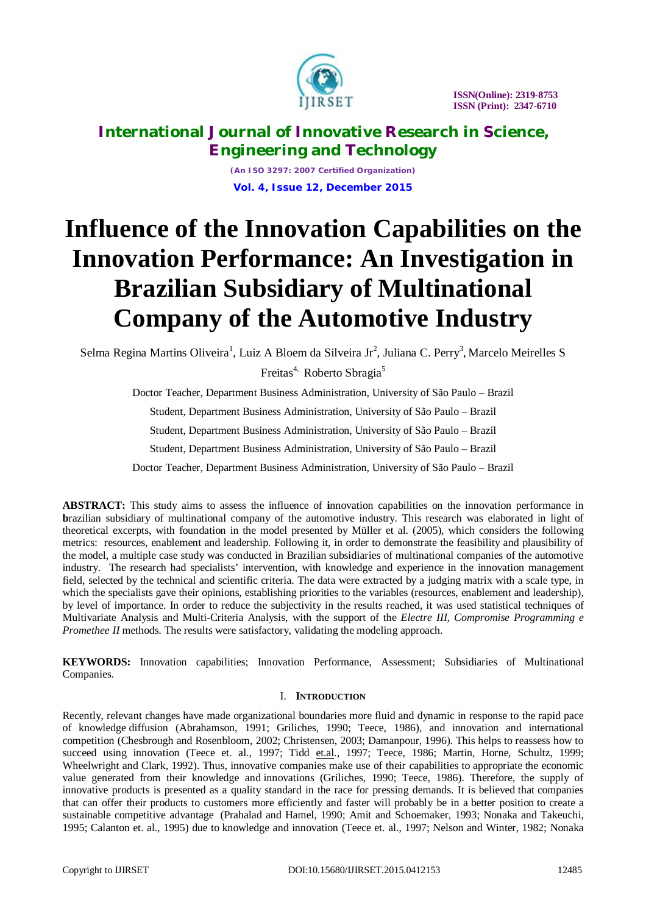# Influence of the Innovation Capabilities on the Innovation Performance: An Investigation in Brazilian Subsidiary of Multinational Company of the Automotive Industry

Selma Regina Martins Oliveira[1], Luiz A Bloem da Silveira Jr[2], Juliana C. Perry[3], Marcelo Meirelles S Freitas[4], Roberto Sbragia[5]

Doctor Teacher, Department Business Administration, University of São Paulo – Brazil

Student, Department Business Administration, University of São Paulo – Brazil

Student, Department Business Administration, University of São Paulo – Brazil

Student, Department Business Administration, University of São Paulo – Brazil

Doctor Teacher, Department Business Administration, University of São Paulo – Brazil

**ABSTRACT:** This study aims to assess the influence of **i**nnovation capabilities on the innovation performance in **b**razilian subsidiary of multinational company of the automotive industry. This research was elaborated in light of theoretical excerpts, with foundation in the model presented by Müller et al. (2005), which considers the following metrics: resources, enablement and leadership. Following it, in order to demonstrate the feasibility and plausibility of the model, a multiple case study was conducted in Brazilian subsidiaries of multinational companies of the automotive industry. The research had specialists' intervention, with knowledge and experience in the innovation management field, selected by the technical and scientific criteria. The data were extracted by a judging matrix with a scale type, in which the specialists gave their opinions, establishing priorities to the variables (resources, enablement and leadership), by level of importance. In order to reduce the subjectivity in the results reached, it was used statistical techniques of Multivariate Analysis and Multi-Criteria Analysis, with the support of the *Electre III, Compromise Programming e Promethee II* methods. The results were satisfactory, validating the modeling approach.

**KEYWORDS:** Innovation capabilities; Innovation Performance, Assessment; Subsidiaries of Multinational Companies.

## I. INTRODUCTION

Recently, relevant changes have made organizational boundaries more fluid and dynamic in response to the rapid pace of knowledge diffusion (Abrahamson, 1991; Griliches, 1990; Teece, 1986), and innovation and international competition (Chesbrough and Rosenbloom, 2002; Christensen, 2003; Damanpour, 1996). This helps to reassess how to succeed using innovation (Teece et. al., 1997; Tidd et.al., 1997; Teece, 1986; Martin, Horne, Schultz, 1999; Wheelwright and Clark, 1992). Thus, innovative companies make use of their capabilities to appropriate the economic value generated from their knowledge and innovations (Griliches, 1990; Teece, 1986). Therefore, the supply of innovative products is presented as a quality standard in the race for pressing demands. It is believed that companies that can offer their products to customers more efficiently and faster will probably be in a better position to create a sustainable competitive advantage (Prahalad and Hamel, 1990; Amit and Schoemaker, 1993; Nonaka and Takeuchi, 1995; Calanton et. al., 1995) due to knowledge and innovation (Teece et. al., 1997; Nelson and Winter, 1982; Nonaka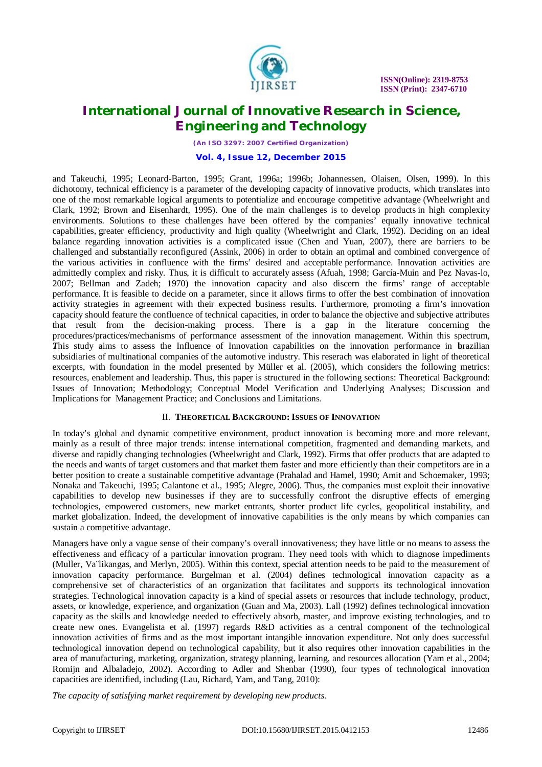and Takeuchi, 1995; Leonard-Barton, 1995; Grant, 1996a; 1996b; Johannessen, Olaisen, Olsen, 1999). In this dichotomy, technical efficiency is a parameter of the developing capacity of innovative products, which translates into one of the most remarkable logical arguments to potentialize and encourage competitive advantage (Wheelwright and Clark, 1992; Brown and Eisenhardt, 1995). One of the main challenges is to develop products in high complexity environments. Solutions to these challenges have been offered by the companies' equally innovative technical capabilities, greater efficiency, productivity and high quality (Wheelwright and Clark, 1992). Deciding on an ideal balance regarding innovation activities is a complicated issue (Chen and Yuan, 2007), there are barriers to be challenged and substantially reconfigured (Assink, 2006) in order to obtain an optimal and combined convergence of the various activities in confluence with the firms' desired and acceptable performance. Innovation activities are admittedly complex and risky. Thus, it is difficult to accurately assess (Afuah, 1998; García-Muin and Pez Navas-lo, 2007; Bellman and Zadeh; 1970) the innovation capacity and also discern the firms' range of acceptable performance. It is feasible to decide on a parameter, since it allows firms to offer the best combination of innovation activity strategies in agreement with their expected business results. Furthermore, promoting a firm's innovation capacity should feature the confluence of technical capacities, in order to balance the objective and subjective attributes that result from the decision-making process. There is a gap in the literature concerning the procedures/practices/mechanisms of performance assessment of the innovation management. Within this spectrum, ***T***his study aims to assess the Influence of Innovation capabilities on the innovation performance in **b**razilian subsidiaries of multinational companies of the automotive industry. This reserach was elaborated in light of theoretical excerpts, with foundation in the model presented by Müller et al. (2005), which considers the following metrics: resources, enablement and leadership. Thus, this paper is structured in the following sections: Theoretical Background: Issues of Innovation; Methodology; Conceptual Model Verification and Underlying Analyses; Discussion and Implications for Management Practice; and Conclusions and Limitations.

## II. THEORETICAL BACKGROUND: ISSUES OF INNOVATION

In today's global and dynamic competitive environment, product innovation is becoming more and more relevant, mainly as a result of three major trends: intense international competition, fragmented and demanding markets, and diverse and rapidly changing technologies (Wheelwright and Clark, 1992). Firms that offer products that are adapted to the needs and wants of target customers and that market them faster and more efficiently than their competitors are in a better position to create a sustainable competitive advantage (Prahalad and Hamel, 1990; Amit and Schoemaker, 1993; Nonaka and Takeuchi, 1995; Calantone et al., 1995; Alegre, 2006). Thus, the companies must exploit their innovative capabilities to develop new businesses if they are to successfully confront the disruptive effects of emerging technologies, empowered customers, new market entrants, shorter product life cycles, geopolitical instability, and market globalization. Indeed, the development of innovative capabilities is the only means by which companies can sustain a competitive advantage.

Managers have only a vague sense of their company's overall innovativeness; they have little or no means to assess the effectiveness and efficacy of a particular innovation program. They need tools with which to diagnose impediments (Muller, Va¨likangas, and Merlyn, 2005). Within this context, special attention needs to be paid to the measurement of innovation capacity performance. Burgelman et al. (2004) defines technological innovation capacity as a comprehensive set of characteristics of an organization that facilitates and supports its technological innovation strategies. Technological innovation capacity is a kind of special assets or resources that include technology, product, assets, or knowledge, experience, and organization (Guan and Ma, 2003). Lall (1992) defines technological innovation capacity as the skills and knowledge needed to effectively absorb, master, and improve existing technologies, and to create new ones. Evangelista et al. (1997) regards R&D activities as a central component of the technological innovation activities of firms and as the most important intangible innovation expenditure. Not only does successful technological innovation depend on technological capability, but it also requires other innovation capabilities in the area of manufacturing, marketing, organization, strategy planning, learning, and resources allocation (Yam et al., 2004; Romijn and Albaladejo, 2002). According to Adler and Shenbar (1990), four types of technological innovation capacities are identified, including (Lau, Richard, Yam, and Tang, 2010):

*The capacity of satisfying market requirement by developing new products.*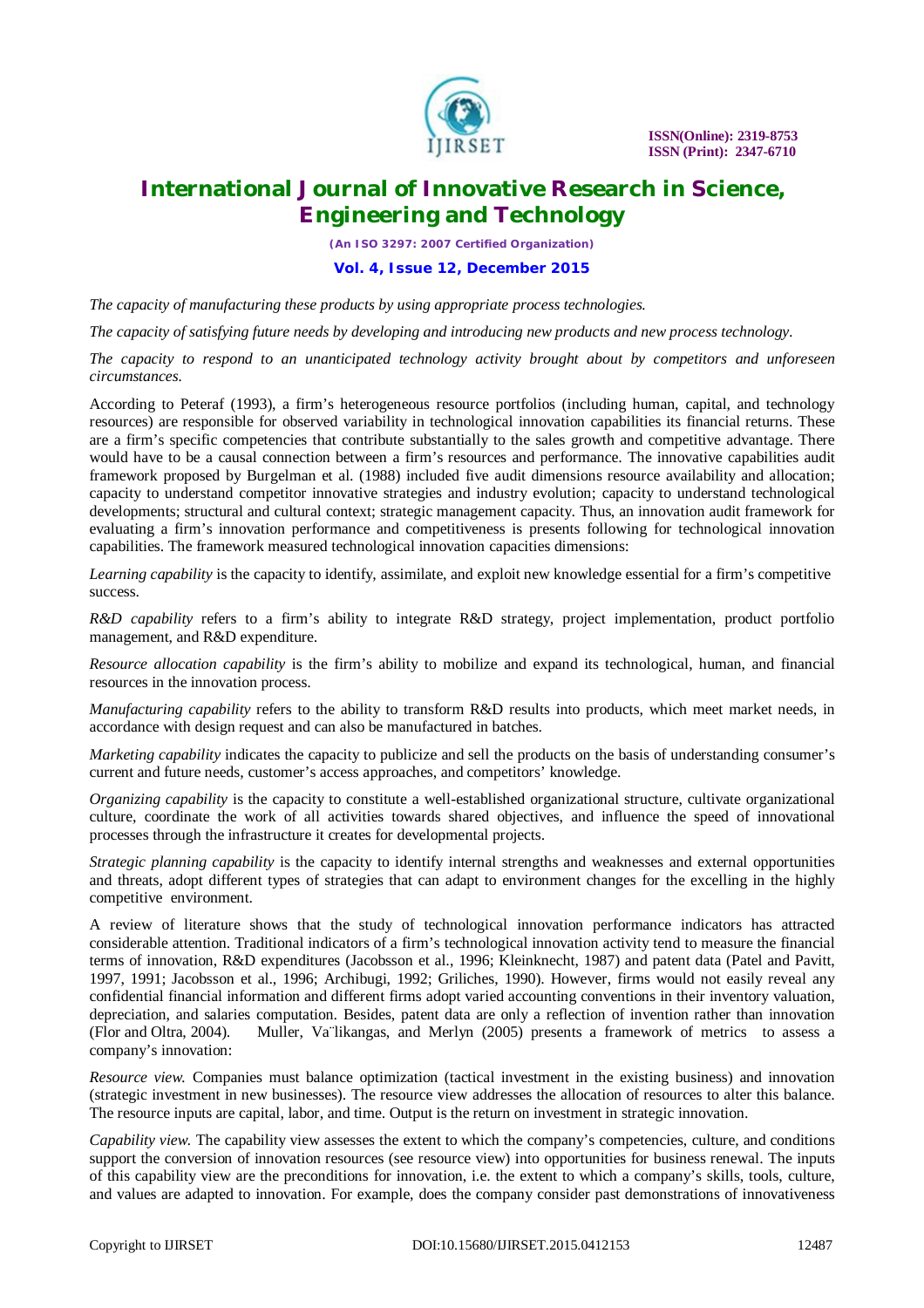*The capacity of manufacturing these products by using appropriate process technologies.*

*The capacity of satisfying future needs by developing and introducing new products and new process technology.*

*The capacity to respond to an unanticipated technology activity brought about by competitors and unforeseen circumstances.*

According to Peteraf (1993), a firm's heterogeneous resource portfolios (including human, capital, and technology resources) are responsible for observed variability in technological innovation capabilities its financial returns. These are a firm's specific competencies that contribute substantially to the sales growth and competitive advantage. There would have to be a causal connection between a firm's resources and performance. The innovative capabilities audit framework proposed by Burgelman et al. (1988) included five audit dimensions resource availability and allocation; capacity to understand competitor innovative strategies and industry evolution; capacity to understand technological developments; structural and cultural context; strategic management capacity. Thus, an innovation audit framework for evaluating a firm's innovation performance and competitiveness is presents following for technological innovation capabilities. The framework measured technological innovation capacities dimensions:

*Learning capability* is the capacity to identify, assimilate, and exploit new knowledge essential for a firm's competitive success.

*R&D capability* refers to a firm's ability to integrate R&D strategy, project implementation, product portfolio management, and R&D expenditure.

*Resource allocation capability* is the firm's ability to mobilize and expand its technological, human, and financial resources in the innovation process.

*Manufacturing capability* refers to the ability to transform R&D results into products, which meet market needs, in accordance with design request and can also be manufactured in batches.

*Marketing capability* indicates the capacity to publicize and sell the products on the basis of understanding consumer's current and future needs, customer's access approaches, and competitors' knowledge.

*Organizing capability* is the capacity to constitute a well-established organizational structure, cultivate organizational culture, coordinate the work of all activities towards shared objectives, and influence the speed of innovational processes through the infrastructure it creates for developmental projects.

*Strategic planning capability* is the capacity to identify internal strengths and weaknesses and external opportunities and threats, adopt different types of strategies that can adapt to environment changes for the excelling in the highly competitive environment.

A review of literature shows that the study of technological innovation performance indicators has attracted considerable attention. Traditional indicators of a firm's technological innovation activity tend to measure the financial terms of innovation, R&D expenditures (Jacobsson et al., 1996; Kleinknecht, 1987) and patent data (Patel and Pavitt, 1997, 1991; Jacobsson et al., 1996; Archibugi, 1992; Griliches, 1990). However, firms would not easily reveal any confidential financial information and different firms adopt varied accounting conventions in their inventory valuation, depreciation, and salaries computation. Besides, patent data are only a reflection of invention rather than innovation (Flor and Oltra, 2004). Muller, Va¨likangas, and Merlyn (2005) presents a framework of metrics to assess a company's innovation:

*Resource view.* Companies must balance optimization (tactical investment in the existing business) and innovation (strategic investment in new businesses). The resource view addresses the allocation of resources to alter this balance. The resource inputs are capital, labor, and time. Output is the return on investment in strategic innovation.

*Capability view.* The capability view assesses the extent to which the company's competencies, culture, and conditions support the conversion of innovation resources (see resource view) into opportunities for business renewal. The inputs of this capability view are the preconditions for innovation, i.e. the extent to which a company's skills, tools, culture, and values are adapted to innovation. For example, does the company consider past demonstrations of innovativeness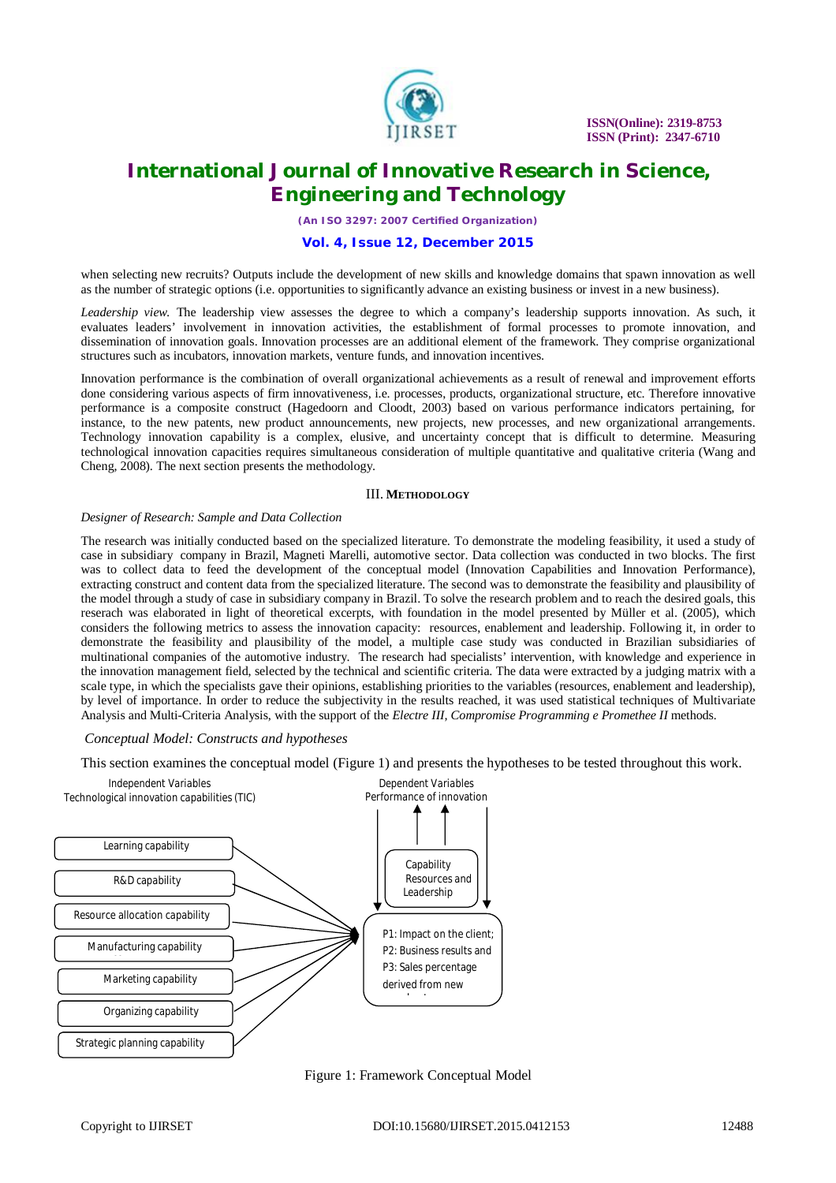when selecting new recruits? Outputs include the development of new skills and knowledge domains that spawn innovation as well as the number of strategic options (i.e. opportunities to significantly advance an existing business or invest in a new business).

*Leadership view.* The leadership view assesses the degree to which a company's leadership supports innovation. As such, it evaluates leaders' involvement in innovation activities, the establishment of formal processes to promote innovation, and dissemination of innovation goals. Innovation processes are an additional element of the framework. They comprise organizational structures such as incubators, innovation markets, venture funds, and innovation incentives.

Innovation performance is the combination of overall organizational achievements as a result of renewal and improvement efforts done considering various aspects of firm innovativeness, i.e. processes, products, organizational structure, etc. Therefore innovative performance is a composite construct (Hagedoorn and Cloodt, 2003) based on various performance indicators pertaining, for instance, to the new patents, new product announcements, new projects, new processes, and new organizational arrangements. Technology innovation capability is a complex, elusive, and uncertainty concept that is difficult to determine. Measuring technological innovation capacities requires simultaneous consideration of multiple quantitative and qualitative criteria (Wang and Cheng, 2008). The next section presents the methodology.

## III. Methodology

### *Designer of Research: Sample and Data Collection*

The research was initially conducted based on the specialized literature. To demonstrate the modeling feasibility, it used a study of case in subsidiary company in Brazil, Magneti Marelli, automotive sector. Data collection was conducted in two blocks. The first was to collect data to feed the development of the conceptual model (Innovation Capabilities and Innovation Performance), extracting construct and content data from the specialized literature. The second was to demonstrate the feasibility and plausibility of the model through a study of case in subsidiary company in Brazil. To solve the research problem and to reach the desired goals, this reserach was elaborated in light of theoretical excerpts, with foundation in the model presented by Müller et al. (2005), which considers the following metrics to assess the innovation capacity: resources, enablement and leadership. Following it, in order to demonstrate the feasibility and plausibility of the model, a multiple case study was conducted in Brazilian subsidiaries of multinational companies of the automotive industry. The research had specialists' intervention, with knowledge and experience in the innovation management field, selected by the technical and scientific criteria. The data were extracted by a judging matrix with a scale type, in which the specialists gave their opinions, establishing priorities to the variables (resources, enablement and leadership), by level of importance. In order to reduce the subjectivity in the results reached, it was used statistical techniques of Multivariate Analysis and Multi-Criteria Analysis, with the support of the *Electre III, Compromise Programming e Promethee II* methods.

### *Conceptual Model: Constructs and hypotheses*

This section examines the conceptual model (Figure 1) and presents the hypotheses to be tested throughout this work.

Independent Variables
Technological innovation capabilities (TIC)

Dependent Variables
Performance of innovation

Learning capability
R&D capability
Resource allocation capability
Manufacturing capability
Marketing capability
Organizing capability
Strategic planning capability

Capability Resources and Leadership

P1: Impact on the client;
P2: Business results and
P3: Sales percentage derived from new

Figure 1: Framework Conceptual Model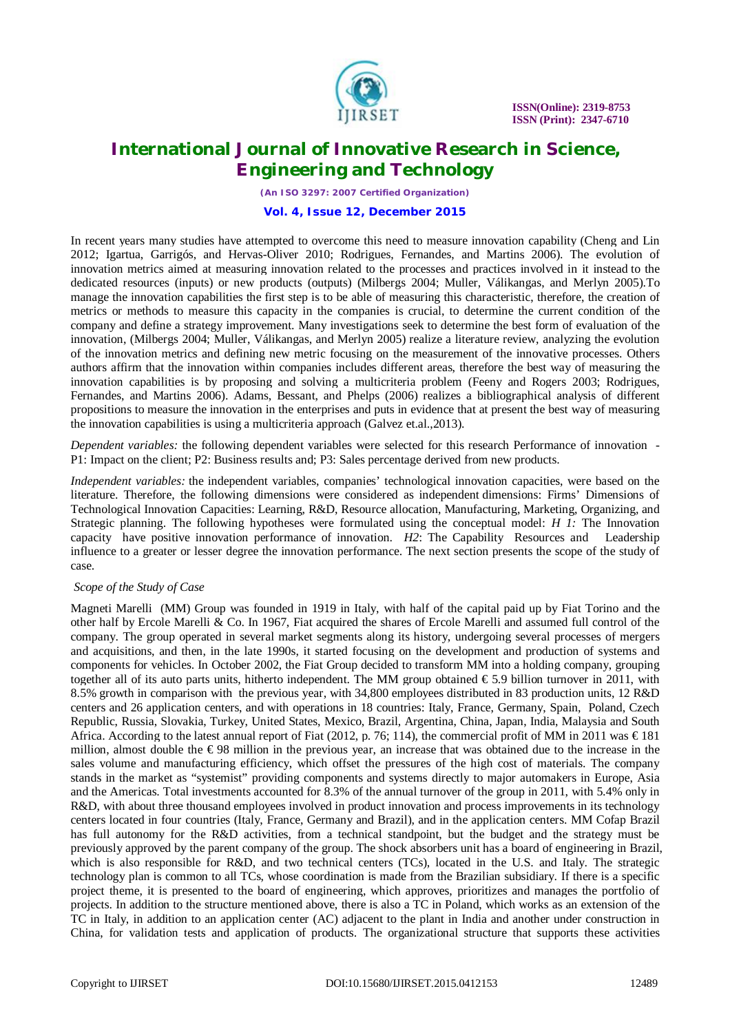In recent years many studies have attempted to overcome this need to measure innovation capability (Cheng and Lin 2012; Igartua, Garrigós, and Hervas-Oliver 2010; Rodrigues, Fernandes, and Martins 2006). The evolution of innovation metrics aimed at measuring innovation related to the processes and practices involved in it instead to the dedicated resources (inputs) or new products (outputs) (Milbergs 2004; Muller, Válikangas, and Merlyn 2005).To manage the innovation capabilities the first step is to be able of measuring this characteristic, therefore, the creation of metrics or methods to measure this capacity in the companies is crucial, to determine the current condition of the company and define a strategy improvement. Many investigations seek to determine the best form of evaluation of the innovation, (Milbergs 2004; Muller, Válikangas, and Merlyn 2005) realize a literature review, analyzing the evolution of the innovation metrics and defining new metric focusing on the measurement of the innovative processes. Others authors affirm that the innovation within companies includes different areas, therefore the best way of measuring the innovation capabilities is by proposing and solving a multicriteria problem (Feeny and Rogers 2003; Rodrigues, Fernandes, and Martins 2006). Adams, Bessant, and Phelps (2006) realizes a bibliographical analysis of different propositions to measure the innovation in the enterprises and puts in evidence that at present the best way of measuring the innovation capabilities is using a multicriteria approach (Galvez et.al.,2013).

*Dependent variables:* the following dependent variables were selected for this research Performance of innovation - P1: Impact on the client; P2: Business results and; P3: Sales percentage derived from new products.

*Independent variables:* the independent variables, companies' technological innovation capacities, were based on the literature. Therefore, the following dimensions were considered as independent dimensions: Firms' Dimensions of Technological Innovation Capacities: Learning, R&D, Resource allocation, Manufacturing, Marketing, Organizing, and Strategic planning. The following hypotheses were formulated using the conceptual model: *H 1:* The Innovation capacity have positive innovation performance of innovation. *H2*: The Capability Resources and Leadership influence to a greater or lesser degree the innovation performance. The next section presents the scope of the study of case.

*Scope of the Study of Case*

Magneti Marelli (MM) Group was founded in 1919 in Italy, with half of the capital paid up by Fiat Torino and the other half by Ercole Marelli & Co. In 1967, Fiat acquired the shares of Ercole Marelli and assumed full control of the company. The group operated in several market segments along its history, undergoing several processes of mergers and acquisitions, and then, in the late 1990s, it started focusing on the development and production of systems and components for vehicles. In October 2002, the Fiat Group decided to transform MM into a holding company, grouping together all of its auto parts units, hitherto independent. The MM group obtained € 5.9 billion turnover in 2011, with 8.5% growth in comparison with the previous year, with 34,800 employees distributed in 83 production units, 12 R&D centers and 26 application centers, and with operations in 18 countries: Italy, France, Germany, Spain, Poland, Czech Republic, Russia, Slovakia, Turkey, United States, Mexico, Brazil, Argentina, China, Japan, India, Malaysia and South Africa. According to the latest annual report of Fiat (2012, p. 76; 114), the commercial profit of MM in 2011 was € 181 million, almost double the € 98 million in the previous year, an increase that was obtained due to the increase in the sales volume and manufacturing efficiency, which offset the pressures of the high cost of materials. The company stands in the market as "systemist" providing components and systems directly to major automakers in Europe, Asia and the Americas. Total investments accounted for 8.3% of the annual turnover of the group in 2011, with 5.4% only in R&D, with about three thousand employees involved in product innovation and process improvements in its technology centers located in four countries (Italy, France, Germany and Brazil), and in the application centers. MM Cofap Brazil has full autonomy for the R&D activities, from a technical standpoint, but the budget and the strategy must be previously approved by the parent company of the group. The shock absorbers unit has a board of engineering in Brazil, which is also responsible for R&D, and two technical centers (TCs), located in the U.S. and Italy. The strategic technology plan is common to all TCs, whose coordination is made from the Brazilian subsidiary. If there is a specific project theme, it is presented to the board of engineering, which approves, prioritizes and manages the portfolio of projects. In addition to the structure mentioned above, there is also a TC in Poland, which works as an extension of the TC in Italy, in addition to an application center (AC) adjacent to the plant in India and another under construction in China, for validation tests and application of products. The organizational structure that supports these activities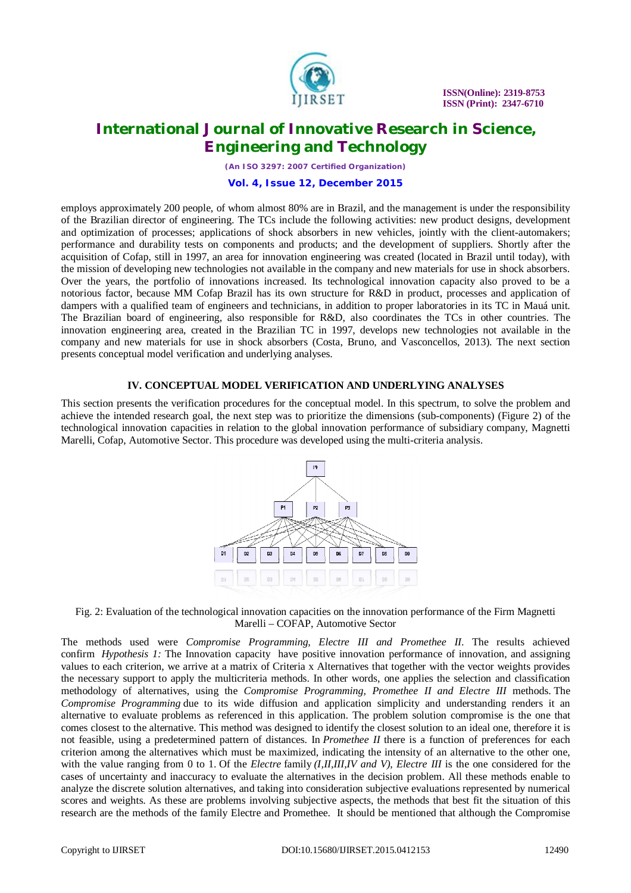employs approximately 200 people, of whom almost 80% are in Brazil, and the management is under the responsibility of the Brazilian director of engineering. The TCs include the following activities: new product designs, development and optimization of processes; applications of shock absorbers in new vehicles, jointly with the client-automakers; performance and durability tests on components and products; and the development of suppliers. Shortly after the acquisition of Cofap, still in 1997, an area for innovation engineering was created (located in Brazil until today), with the mission of developing new technologies not available in the company and new materials for use in shock absorbers. Over the years, the portfolio of innovations increased. Its technological innovation capacity also proved to be a notorious factor, because MM Cofap Brazil has its own structure for R&D in product, processes and application of dampers with a qualified team of engineers and technicians, in addition to proper laboratories in its TC in Mauá unit. The Brazilian board of engineering, also responsible for R&D, also coordinates the TCs in other countries. The innovation engineering area, created in the Brazilian TC in 1997, develops new technologies not available in the company and new materials for use in shock absorbers (Costa, Bruno, and Vasconcellos, 2013). The next section presents conceptual model verification and underlying analyses.

## IV. CONCEPTUAL MODEL VERIFICATION AND UNDERLYING ANALYSES

This section presents the verification procedures for the conceptual model. In this spectrum, to solve the problem and achieve the intended research goal, the next step was to prioritize the dimensions (sub-components) (Figure 2) of the technological innovation capacities in relation to the global innovation performance of subsidiary company, Magnetti Marelli, Cofap, Automotive Sector. This procedure was developed using the multi-criteria analysis.

I*
P1
P2
P3
D1
D2
D3
D4
D5
D6
D7
D8
D9

Fig. 2: Evaluation of the technological innovation capacities on the innovation performance of the Firm Magnetti Marelli – COFAP, Automotive Sector

The methods used were *Compromise Programming, Electre III and Promethee II*. The results achieved confirm *Hypothesis 1:* The Innovation capacity have positive innovation performance of innovation, and assigning values to each criterion, we arrive at a matrix of Criteria x Alternatives that together with the vector weights provides the necessary support to apply the multicriteria methods. In other words, one applies the selection and classification methodology of alternatives, using the *Compromise Programming, Promethee II and Electre III* methods. The *Compromise Programming* due to its wide diffusion and application simplicity and understanding renders it an alternative to evaluate problems as referenced in this application. The problem solution compromise is the one that comes closest to the alternative. This method was designed to identify the closest solution to an ideal one, therefore it is not feasible, using a predetermined pattern of distances. In *Promethee II* there is a function of preferences for each criterion among the alternatives which must be maximized, indicating the intensity of an alternative to the other one, with the value ranging from 0 to 1. Of the *Electre* family *(I,II,III,IV and V), Electre III* is the one considered for the cases of uncertainty and inaccuracy to evaluate the alternatives in the decision problem. All these methods enable to analyze the discrete solution alternatives, and taking into consideration subjective evaluations represented by numerical scores and weights. As these are problems involving subjective aspects, the methods that best fit the situation of this research are the methods of the family Electre and Promethee. It should be mentioned that although the Compromise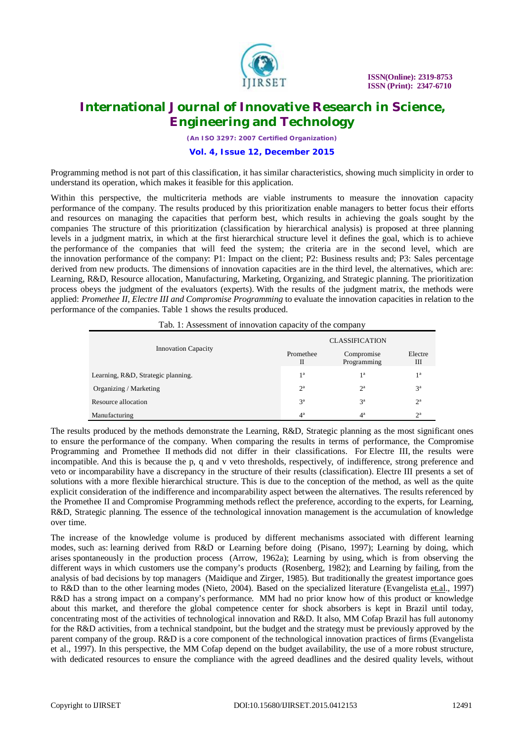Programming method is not part of this classification, it has similar characteristics, showing much simplicity in order to understand its operation, which makes it feasible for this application.

Within this perspective, the multicriteria methods are viable instruments to measure the innovation capacity performance of the company. The results produced by this prioritization enable managers to better focus their efforts and resources on managing the capacities that perform best, which results in achieving the goals sought by the companies The structure of this prioritization (classification by hierarchical analysis) is proposed at three planning levels in a judgment matrix, in which at the first hierarchical structure level it defines the goal, which is to achieve the performance of the companies that will feed the system; the criteria are in the second level, which are the innovation performance of the company: P1: Impact on the client; P2: Business results and; P3: Sales percentage derived from new products. The dimensions of innovation capacities are in the third level, the alternatives, which are: Learning, R&D, Resource allocation, Manufacturing, Marketing, Organizing, and Strategic planning. The prioritization process obeys the judgment of the evaluators (experts). With the results of the judgment matrix, the methods were applied: *Promethee II, Electre III and Compromise Programming* to evaluate the innovation capacities in relation to the performance of the companies. Table 1 shows the results produced.

Tab. 1: Assessment of innovation capacity of the company

| Innovation Capacity | CLASSIFICATION | | |
|---|---|---|---|
| | Promethee II | Compromise Programming | Electre III |
| Learning, R&D, Strategic planning. | 1ª | 1ª | 1ª |
| Organizing / Marketing | 2ª | 2ª | 3ª |
| Resource allocation | 3ª | 3ª | 2ª |
| Manufacturing | 4ª | 4ª | 2ª |

The results produced by the methods demonstrate the Learning, R&D, Strategic planning as the most significant ones to ensure the performance of the company. When comparing the results in terms of performance, the Compromise Programming and Promethee II methods did not differ in their classifications. For Electre III, the results were incompatible. And this is because the p, q and v veto thresholds, respectively, of indifference, strong preference and veto or incomparability have a discrepancy in the structure of their results (classification). Electre III presents a set of solutions with a more flexible hierarchical structure. This is due to the conception of the method, as well as the quite explicit consideration of the indifference and incomparability aspect between the alternatives. The results referenced by the Promethee II and Compromise Programming methods reflect the preference, according to the experts, for Learning, R&D, Strategic planning. The essence of the technological innovation management is the accumulation of knowledge over time.

The increase of the knowledge volume is produced by different mechanisms associated with different learning modes, such as: learning derived from R&D or Learning before doing (Pisano, 1997); Learning by doing, which arises spontaneously in the production process (Arrow, 1962a); Learning by using, which is from observing the different ways in which customers use the company's products (Rosenberg, 1982); and Learning by failing, from the analysis of bad decisions by top managers (Maidique and Zirger, 1985). But traditionally the greatest importance goes to R&D than to the other learning modes (Nieto, 2004). Based on the specialized literature (Evangelista et.al., 1997) R&D has a strong impact on a company's performance. MM had no prior know how of this product or knowledge about this market, and therefore the global competence center for shock absorbers is kept in Brazil until today, concentrating most of the activities of technological innovation and R&D. It also, MM Cofap Brazil has full autonomy for the R&D activities, from a technical standpoint, but the budget and the strategy must be previously approved by the parent company of the group. R&D is a core component of the technological innovation practices of firms (Evangelista et al., 1997). In this perspective, the MM Cofap depend on the budget availability, the use of a more robust structure, with dedicated resources to ensure the compliance with the agreed deadlines and the desired quality levels, without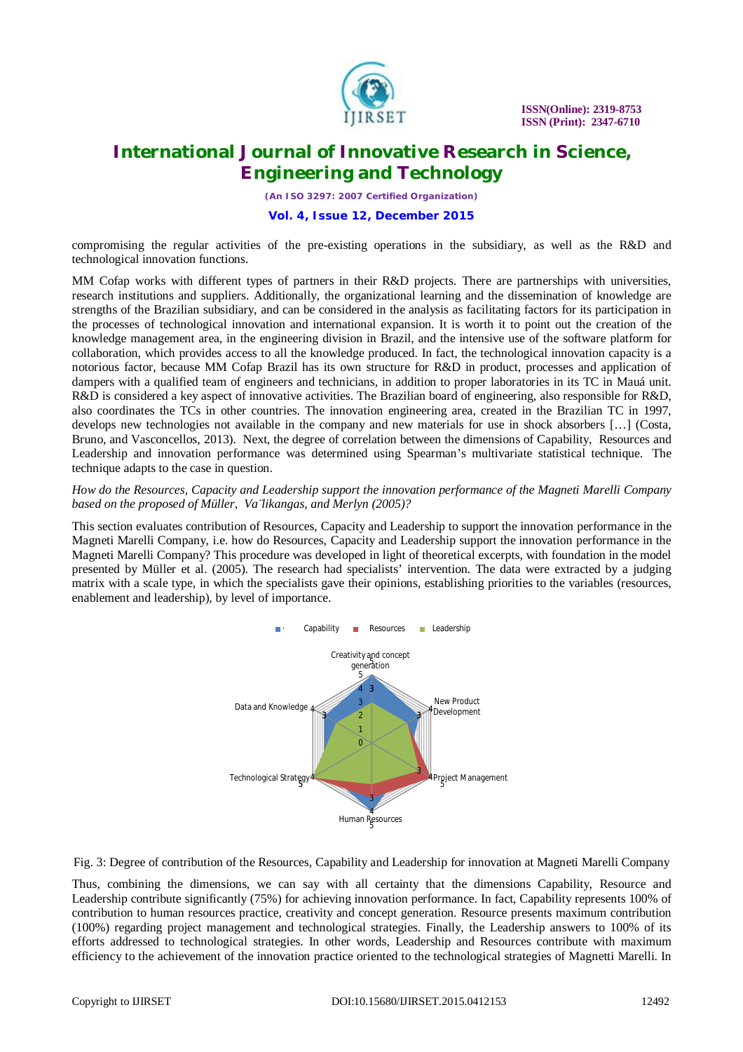compromising the regular activities of the pre-existing operations in the subsidiary, as well as the R&D and technological innovation functions.

MM Cofap works with different types of partners in their R&D projects. There are partnerships with universities, research institutions and suppliers. Additionally, the organizational learning and the dissemination of knowledge are strengths of the Brazilian subsidiary, and can be considered in the analysis as facilitating factors for its participation in the processes of technological innovation and international expansion. It is worth it to point out the creation of the knowledge management area, in the engineering division in Brazil, and the intensive use of the software platform for collaboration, which provides access to all the knowledge produced. In fact, the technological innovation capacity is a notorious factor, because MM Cofap Brazil has its own structure for R&D in product, processes and application of dampers with a qualified team of engineers and technicians, in addition to proper laboratories in its TC in Mauá unit. R&D is considered a key aspect of innovative activities. The Brazilian board of engineering, also responsible for R&D, also coordinates the TCs in other countries. The innovation engineering area, created in the Brazilian TC in 1997, develops new technologies not available in the company and new materials for use in shock absorbers […] (Costa, Bruno, and Vasconcellos, 2013). Next, the degree of correlation between the dimensions of Capability, Resources and Leadership and innovation performance was determined using Spearman's multivariate statistical technique. The technique adapts to the case in question.

*How do the Resources, Capacity and Leadership support the innovation performance of the Magneti Marelli Company based on the proposed of Müller, Va¨likangas, and Merlyn (2005)?*

This section evaluates contribution of Resources, Capacity and Leadership to support the innovation performance in the Magneti Marelli Company, i.e. how do Resources, Capacity and Leadership support the innovation performance in the Magneti Marelli Company? This procedure was developed in light of theoretical excerpts, with foundation in the model presented by Müller et al. (2005). The research had specialists' intervention. The data were extracted by a judging matrix with a scale type, in which the specialists gave their opinions, establishing priorities to the variables (resources, enablement and leadership), by level of importance.

Capability Resources Leadership

Creativity and concept generation
New Product Development
Project Management
Human Resources
Technological Strategy
Data and Knowledge
0 1 2 3 4 5

Fig. 3: Degree of contribution of the Resources, Capability and Leadership for innovation at Magneti Marelli Company

Thus, combining the dimensions, we can say with all certainty that the dimensions Capability, Resource and Leadership contribute significantly (75%) for achieving innovation performance. In fact, Capability represents 100% of contribution to human resources practice, creativity and concept generation. Resource presents maximum contribution (100%) regarding project management and technological strategies. Finally, the Leadership answers to 100% of its efforts addressed to technological strategies. In other words, Leadership and Resources contribute with maximum efficiency to the achievement of the innovation practice oriented to the technological strategies of Magnetti Marelli. In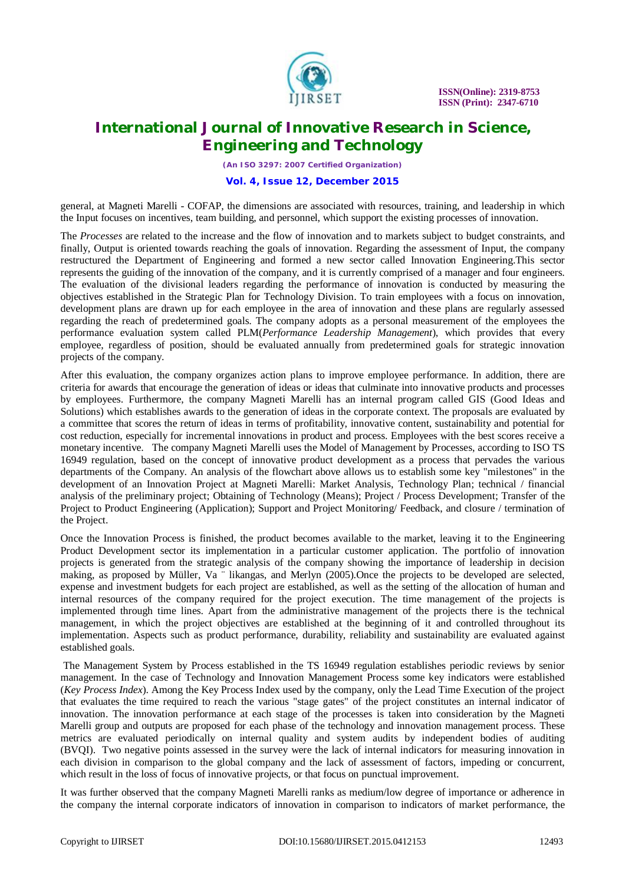general, at Magneti Marelli - COFAP, the dimensions are associated with resources, training, and leadership in which the Input focuses on incentives, team building, and personnel, which support the existing processes of innovation.

The *Processes* are related to the increase and the flow of innovation and to markets subject to budget constraints, and finally, Output is oriented towards reaching the goals of innovation. Regarding the assessment of Input, the company restructured the Department of Engineering and formed a new sector called Innovation Engineering.This sector represents the guiding of the innovation of the company, and it is currently comprised of a manager and four engineers. The evaluation of the divisional leaders regarding the performance of innovation is conducted by measuring the objectives established in the Strategic Plan for Technology Division. To train employees with a focus on innovation, development plans are drawn up for each employee in the area of innovation and these plans are regularly assessed regarding the reach of predetermined goals. The company adopts as a personal measurement of the employees the performance evaluation system called PLM(*Performance Leadership Management*), which provides that every employee, regardless of position, should be evaluated annually from predetermined goals for strategic innovation projects of the company.

After this evaluation, the company organizes action plans to improve employee performance. In addition, there are criteria for awards that encourage the generation of ideas or ideas that culminate into innovative products and processes by employees. Furthermore, the company Magneti Marelli has an internal program called GIS (Good Ideas and Solutions) which establishes awards to the generation of ideas in the corporate context. The proposals are evaluated by a committee that scores the return of ideas in terms of profitability, innovative content, sustainability and potential for cost reduction, especially for incremental innovations in product and process. Employees with the best scores receive a monetary incentive. The company Magneti Marelli uses the Model of Management by Processes, according to ISO TS 16949 regulation, based on the concept of innovative product development as a process that pervades the various departments of the Company. An analysis of the flowchart above allows us to establish some key "milestones" in the development of an Innovation Project at Magneti Marelli: Market Analysis, Technology Plan; technical / financial analysis of the preliminary project; Obtaining of Technology (Means); Project / Process Development; Transfer of the Project to Product Engineering (Application); Support and Project Monitoring/ Feedback, and closure / termination of the Project.

Once the Innovation Process is finished, the product becomes available to the market, leaving it to the Engineering Product Development sector its implementation in a particular customer application. The portfolio of innovation projects is generated from the strategic analysis of the company showing the importance of leadership in decision making, as proposed by Müller, Va ̈ likangas, and Merlyn (2005).Once the projects to be developed are selected, expense and investment budgets for each project are established, as well as the setting of the allocation of human and internal resources of the company required for the project execution. The time management of the projects is implemented through time lines. Apart from the administrative management of the projects there is the technical management, in which the project objectives are established at the beginning of it and controlled throughout its implementation. Aspects such as product performance, durability, reliability and sustainability are evaluated against established goals.

The Management System by Process established in the TS 16949 regulation establishes periodic reviews by senior management. In the case of Technology and Innovation Management Process some key indicators were established (*Key Process Index*). Among the Key Process Index used by the company, only the Lead Time Execution of the project that evaluates the time required to reach the various "stage gates" of the project constitutes an internal indicator of innovation. The innovation performance at each stage of the processes is taken into consideration by the Magneti Marelli group and outputs are proposed for each phase of the technology and innovation management process. These metrics are evaluated periodically on internal quality and system audits by independent bodies of auditing (BVQI). Two negative points assessed in the survey were the lack of internal indicators for measuring innovation in each division in comparison to the global company and the lack of assessment of factors, impeding or concurrent, which result in the loss of focus of innovative projects, or that focus on punctual improvement.

It was further observed that the company Magneti Marelli ranks as medium/low degree of importance or adherence in the company the internal corporate indicators of innovation in comparison to indicators of market performance, the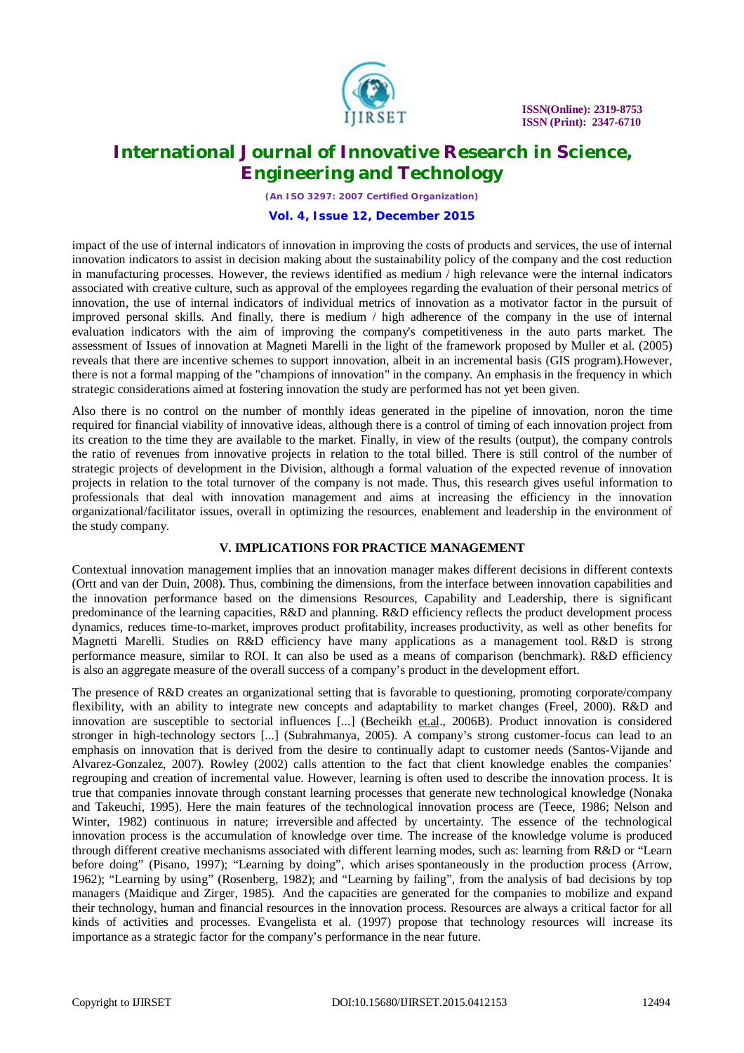impact of the use of internal indicators of innovation in improving the costs of products and services, the use of internal innovation indicators to assist in decision making about the sustainability policy of the company and the cost reduction in manufacturing processes. However, the reviews identified as medium / high relevance were the internal indicators associated with creative culture, such as approval of the employees regarding the evaluation of their personal metrics of innovation, the use of internal indicators of individual metrics of innovation as a motivator factor in the pursuit of improved personal skills. And finally, there is medium / high adherence of the company in the use of internal evaluation indicators with the aim of improving the company's competitiveness in the auto parts market. The assessment of Issues of innovation at Magneti Marelli in the light of the framework proposed by Muller et al. (2005) reveals that there are incentive schemes to support innovation, albeit in an incremental basis (GIS program).However, there is not a formal mapping of the "champions of innovation" in the company. An emphasis in the frequency in which strategic considerations aimed at fostering innovation the study are performed has not yet been given.

Also there is no control on the number of monthly ideas generated in the pipeline of innovation, noron the time required for financial viability of innovative ideas, although there is a control of timing of each innovation project from its creation to the time they are available to the market. Finally, in view of the results (output), the company controls the ratio of revenues from innovative projects in relation to the total billed. There is still control of the number of strategic projects of development in the Division, although a formal valuation of the expected revenue of innovation projects in relation to the total turnover of the company is not made. Thus, this research gives useful information to professionals that deal with innovation management and aims at increasing the efficiency in the innovation organizational/facilitator issues, overall in optimizing the resources, enablement and leadership in the environment of the study company.

## V. IMPLICATIONS FOR PRACTICE MANAGEMENT

Contextual innovation management implies that an innovation manager makes different decisions in different contexts (Ortt and van der Duin, 2008). Thus, combining the dimensions, from the interface between innovation capabilities and the innovation performance based on the dimensions Resources, Capability and Leadership, there is significant predominance of the learning capacities, R&D and planning. R&D efficiency reflects the product development process dynamics, reduces time-to-market, improves product profitability, increases productivity, as well as other benefits for Magnetti Marelli. Studies on R&D efficiency have many applications as a management tool. R&D is strong performance measure, similar to ROI. It can also be used as a means of comparison (benchmark). R&D efficiency is also an aggregate measure of the overall success of a company's product in the development effort.

The presence of R&D creates an organizational setting that is favorable to questioning, promoting corporate/company flexibility, with an ability to integrate new concepts and adaptability to market changes (Freel, 2000). R&D and innovation are susceptible to sectorial influences [...] (Becheikh et.al., 2006B). Product innovation is considered stronger in high-technology sectors [...] (Subrahmanya, 2005). A company's strong customer-focus can lead to an emphasis on innovation that is derived from the desire to continually adapt to customer needs (Santos-Vijande and Alvarez-Gonzalez, 2007). Rowley (2002) calls attention to the fact that client knowledge enables the companies' regrouping and creation of incremental value. However, learning is often used to describe the innovation process. It is true that companies innovate through constant learning processes that generate new technological knowledge (Nonaka and Takeuchi, 1995). Here the main features of the technological innovation process are (Teece, 1986; Nelson and Winter, 1982) continuous in nature; irreversible and affected by uncertainty. The essence of the technological innovation process is the accumulation of knowledge over time. The increase of the knowledge volume is produced through different creative mechanisms associated with different learning modes, such as: learning from R&D or "Learn before doing" (Pisano, 1997); "Learning by doing", which arises spontaneously in the production process (Arrow, 1962); "Learning by using" (Rosenberg, 1982); and "Learning by failing", from the analysis of bad decisions by top managers (Maidique and Zirger, 1985). And the capacities are generated for the companies to mobilize and expand their technology, human and financial resources in the innovation process. Resources are always a critical factor for all kinds of activities and processes. Evangelista et al. (1997) propose that technology resources will increase its importance as a strategic factor for the company's performance in the near future.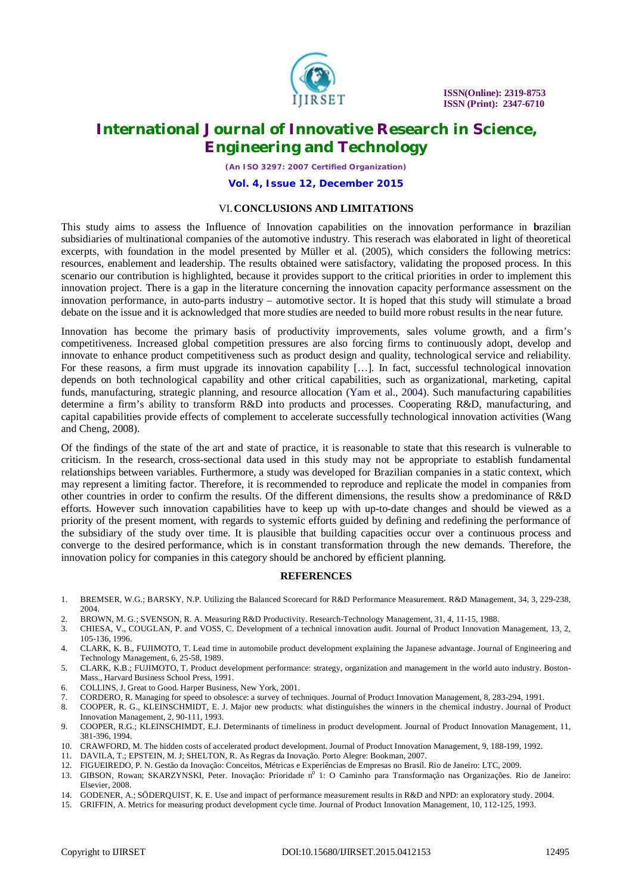## VI. CONCLUSIONS AND LIMITATIONS

This study aims to assess the Influence of Innovation capabilities on the innovation performance in **b**razilian subsidiaries of multinational companies of the automotive industry. This reserach was elaborated in light of theoretical excerpts, with foundation in the model presented by Müller et al. (2005), which considers the following metrics: resources, enablement and leadership. The results obtained were satisfactory, validating the proposed process. In this scenario our contribution is highlighted, because it provides support to the critical priorities in order to implement this innovation project. There is a gap in the literature concerning the innovation capacity performance assessment on the innovation performance, in auto-parts industry – automotive sector. It is hoped that this study will stimulate a broad debate on the issue and it is acknowledged that more studies are needed to build more robust results in the near future.

Innovation has become the primary basis of productivity improvements, sales volume growth, and a firm's competitiveness. Increased global competition pressures are also forcing firms to continuously adopt, develop and innovate to enhance product competitiveness such as product design and quality, technological service and reliability. For these reasons, a firm must upgrade its innovation capability […]. In fact, successful technological innovation depends on both technological capability and other critical capabilities, such as organizational, marketing, capital funds, manufacturing, strategic planning, and resource allocation (Yam et al., 2004). Such manufacturing capabilities determine a firm's ability to transform R&D into products and processes. Cooperating R&D, manufacturing, and capital capabilities provide effects of complement to accelerate successfully technological innovation activities (Wang and Cheng, 2008).

Of the findings of the state of the art and state of practice, it is reasonable to state that this research is vulnerable to criticism. In the research, cross-sectional data used in this study may not be appropriate to establish fundamental relationships between variables. Furthermore, a study was developed for Brazilian companies in a static context, which may represent a limiting factor. Therefore, it is recommended to reproduce and replicate the model in companies from other countries in order to confirm the results. Of the different dimensions, the results show a predominance of R&D efforts. However such innovation capabilities have to keep up with up-to-date changes and should be viewed as a priority of the present moment, with regards to systemic efforts guided by defining and redefining the performance of the subsidiary of the study over time. It is plausible that building capacities occur over a continuous process and converge to the desired performance, which is in constant transformation through the new demands. Therefore, the innovation policy for companies in this category should be anchored by efficient planning.

## REFERENCES

1. BREMSER, W.G.; BARSKY, N.P. Utilizing the Balanced Scorecard for R&D Performance Measurement. R&D Management, 34, 3, 229-238, 2004.
2. BROWN, M. G.; SVENSON, R. A. Measuring R&D Productivity. Research-Technology Management, 31, 4, 11-15, 1988.
3. CHIESA, V., COUGLAN, P. and VOSS, C. Development of a technical innovation audit. Journal of Product Innovation Management, 13, 2, 105-136, 1996.
4. CLARK, K. B., FUJIMOTO, T. Lead time in automobile product development explaining the Japanese advantage. Journal of Engineering and Technology Management, 6, 25-58, 1989.
5. CLARK, K.B.; FUJIMOTO, T. Product development performance: strategy, organization and management in the world auto industry. Boston-Mass., Harvard Business School Press, 1991.
6. COLLINS, J. Great to Good. Harper Business, New York, 2001.
7. CORDERO, R. Managing for speed to obsolesce: a survey of techniques. Journal of Product Innovation Management, 8, 283-294, 1991.
8. COOPER, R. G., KLEINSCHMIDT, E. J. Major new products: what distinguishes the winners in the chemical industry. Journal of Product Innovation Management, 2, 90-111, 1993.
9. COOPER, R.G.; KLEINSCHIMDT, E.J. Determinants of timeliness in product development. Journal of Product Innovation Management, 11, 381-396, 1994.
10. CRAWFORD, M. The hidden costs of accelerated product development. Journal of Product Innovation Management, 9, 188-199, 1992.
11. DAVILA, T.; EPSTEIN, M. J; SHELTON, R. As Regras da Inovação. Porto Alegre: Bookman, 2007.
12. FIGUEIREDO, P. N. Gestão da Inovação: Conceitos, Métricas e Experiências de Empresas no Brasil. Rio de Janeiro: LTC, 2009.
13. GIBSON, Rowan; SKARZYNSKI, Peter. Inovação: Prioridade n[0] 1: O Caminho para Transformação nas Organizações. Rio de Janeiro: Elsevier, 2008.
14. GODENER, A.; SÖDERQUIST, K. E. Use and impact of performance measurement results in R&D and NPD: an exploratory study. 2004.
15. GRIFFIN, A. Metrics for measuring product development cycle time. Journal of Product Innovation Management, 10, 112-125, 1993.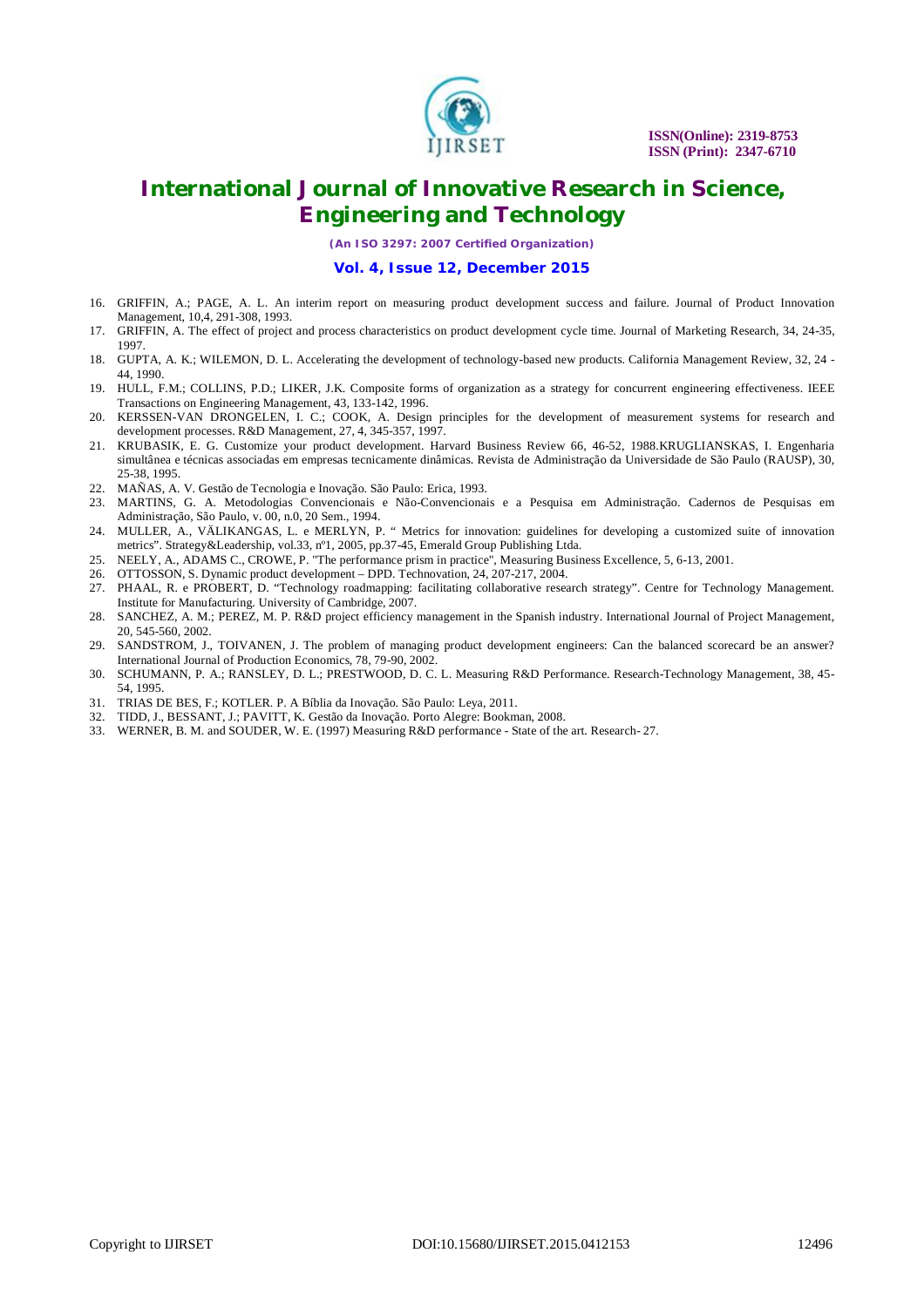16. GRIFFIN, A.; PAGE, A. L. An interim report on measuring product development success and failure. Journal of Product Innovation Management, 10,4, 291-308, 1993.
17. GRIFFIN, A. The effect of project and process characteristics on product development cycle time. Journal of Marketing Research, 34, 24-35, 1997.
18. GUPTA, A. K.; WILEMON, D. L. Accelerating the development of technology-based new products. California Management Review, 32, 24 - 44, 1990.
19. HULL, F.M.; COLLINS, P.D.; LIKER, J.K. Composite forms of organization as a strategy for concurrent engineering effectiveness. IEEE Transactions on Engineering Management, 43, 133-142, 1996.
20. KERSSEN-VAN DRONGELEN, I. C.; COOK, A. Design principles for the development of measurement systems for research and development processes. R&D Management, 27, 4, 345-357, 1997.
21. KRUBASIK, E. G. Customize your product development. Harvard Business Review 66, 46-52, 1988.KRUGLIANSKAS, I. Engenharia simultânea e técnicas associadas em empresas tecnicamente dinâmicas. Revista de Administração da Universidade de São Paulo (RAUSP), 30, 25-38, 1995.
22. MAÑAS, A. V. Gestão de Tecnologia e Inovação. São Paulo: Erica, 1993.
23. MARTINS, G. A. Metodologias Convencionais e Não-Convencionais e a Pesquisa em Administração. Cadernos de Pesquisas em Administração, São Paulo, v. 00, n.0, 20 Sem., 1994.
24. MULLER, A., VÄLIKANGAS, L. e MERLYN, P. " Metrics for innovation: guidelines for developing a customized suite of innovation metrics". Strategy&Leadership, vol.33, nº1, 2005, pp.37-45, Emerald Group Publishing Ltda.
25. NEELY, A., ADAMS C., CROWE, P. "The performance prism in practice", Measuring Business Excellence, 5, 6-13, 2001.
26. OTTOSSON, S. Dynamic product development – DPD. Technovation, 24, 207-217, 2004.
27. PHAAL, R. e PROBERT, D. "Technology roadmapping: facilitating collaborative research strategy". Centre for Technology Management. Institute for Manufacturing. University of Cambridge, 2007.
28. SANCHEZ, A. M.; PEREZ, M. P. R&D project efficiency management in the Spanish industry. International Journal of Project Management, 20, 545-560, 2002.
29. SANDSTROM, J., TOIVANEN, J. The problem of managing product development engineers: Can the balanced scorecard be an answer? International Journal of Production Economics, 78, 79-90, 2002.
30. SCHUMANN, P. A.; RANSLEY, D. L.; PRESTWOOD, D. C. L. Measuring R&D Performance. Research-Technology Management, 38, 45-54, 1995.
31. TRIAS DE BES, F.; KOTLER. P. A Bíblia da Inovação. São Paulo: Leya, 2011.
32. TIDD, J., BESSANT, J.; PAVITT, K. Gestão da Inovação. Porto Alegre: Bookman, 2008.
33. WERNER, B. M. and SOUDER, W. E. (1997) Measuring R&D performance - State of the art. Research- 27.